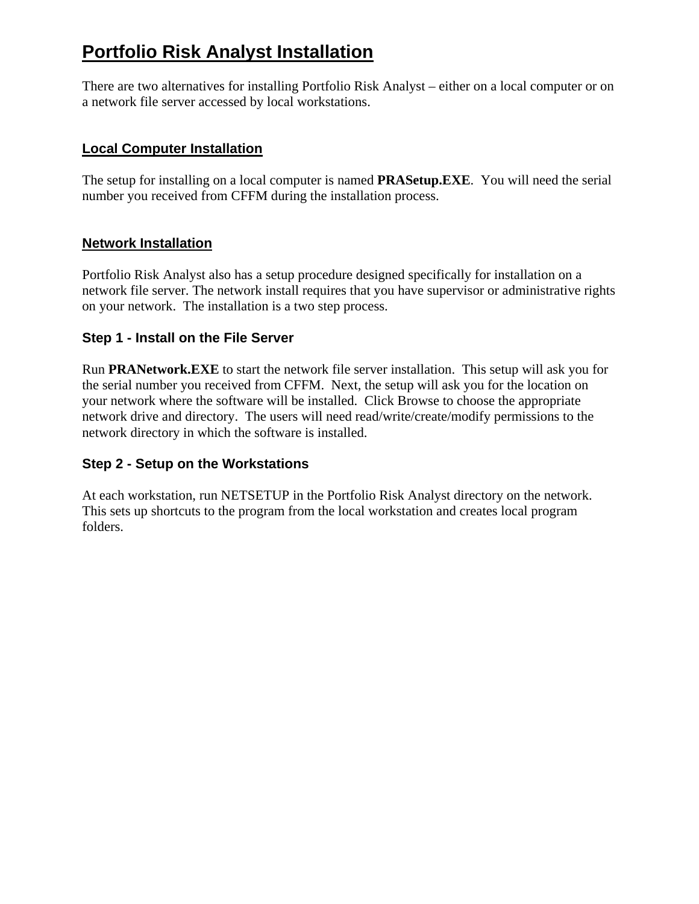# Portfolio Risk Analyst Installation

There are two alternatives for installing Portfolio Risk Analyst – either on a local computer or on a network file server accessed by local workstations.

## Local Computer Installation

The setup for installing on a local computer is named **PRASetup.EXE**. You will need the serial number you received from CFFM during the installation process.

## Network Installation

Portfolio Risk Analyst also has a setup procedure designed specifically for installation on a network file server. The network install requires that you have supervisor or administrative rights on your network. The installation is a two step process.

### Step 1 - Install on the File Server

Run **PRANetwork.EXE** to start the network file server installation. This setup will ask you for the serial number you received from CFFM. Next, the setup will ask you for the location on your network where the software will be installed. Click Browse to choose the appropriate network drive and directory. The users will need read/write/create/modify permissions to the network directory in which the software is installed.

### Step 2 - Setup on the Workstations

At each workstation, run NETSETUP in the Portfolio Risk Analyst directory on the network. This sets up shortcuts to the program from the local workstation and creates local program folders.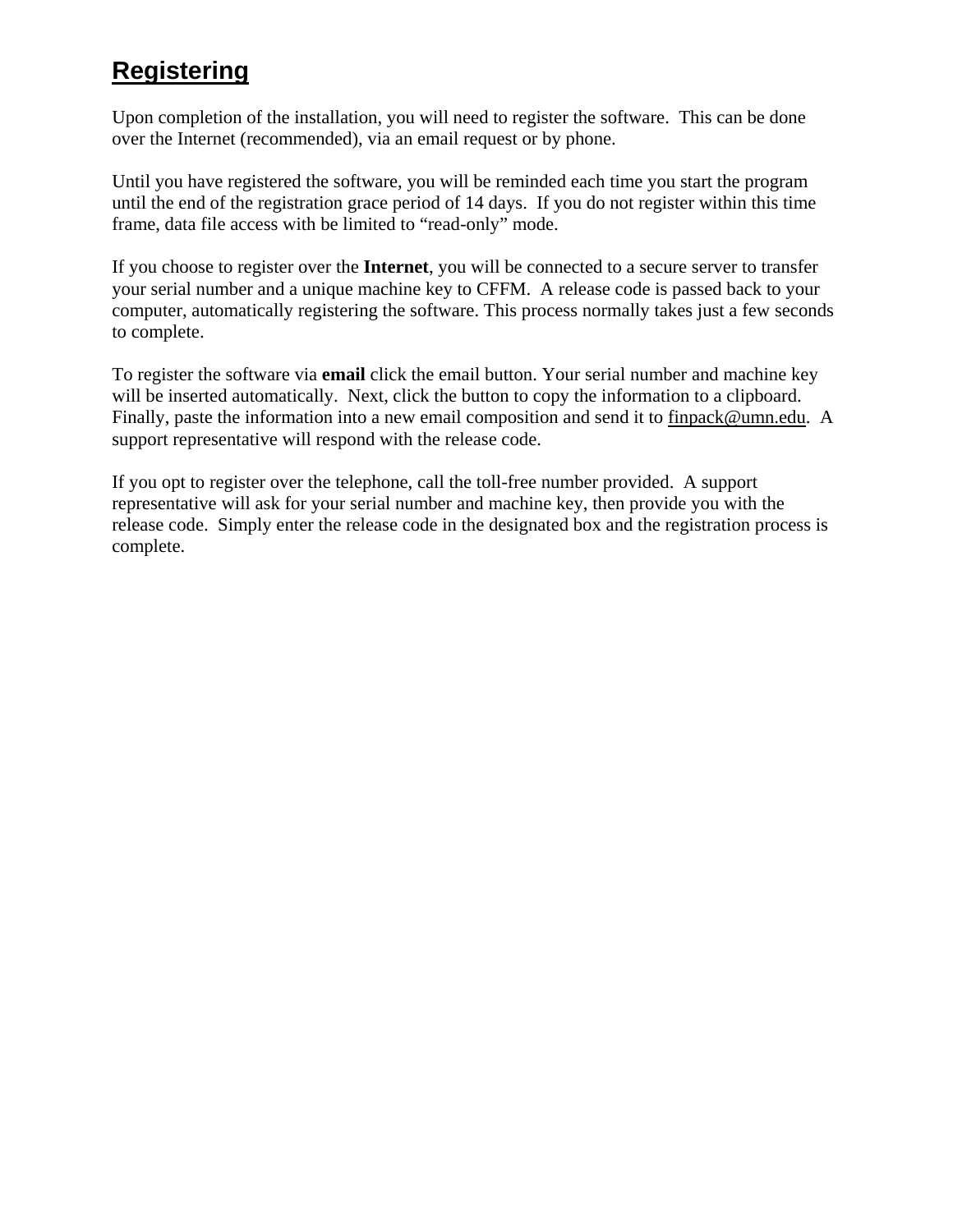## Registering

Upon completion of the installation, you will need to register the software. This can be done over the Internet (recommended), via an email request or by phone.

Until you have registered the software, you will be reminded each time you start the program until the end of the registration grace period of 14 days. If you do not register within this time frame, data file access with be limited to "read-only" mode.

If you choose to register over the **Internet**, you will be connected to a secure server to transfer your serial number and a unique machine key to CFFM. A release code is passed back to your computer, automatically registering the software. This process normally takes just a few seconds to complete.

To register the software via **email** click the email button. Your serial number and machine key will be inserted automatically. Next, click the button to copy the information to a clipboard. Finally, paste the information into a new email composition and send it to finpack@umn.edu. A support representative will respond with the release code.

If you opt to register over the telephone, call the toll-free number provided. A support representative will ask for your serial number and machine key, then provide you with the release code. Simply enter the release code in the designated box and the registration process is complete.